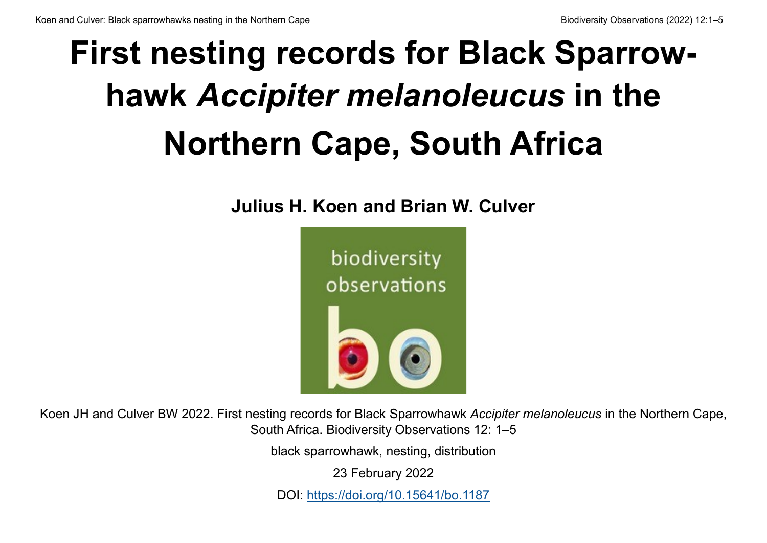# First nesting records for Black Sparrowhawk *Accipiter melanoleucus* in the Northern Cape, South Africa

**Julius H. Koen and Brian W. Culver**

Koen JH and Culver BW 2022. First nesting records for Black Sparrowhawk *Accipiter melanoleucus* in the Northern Cape, South Africa. Biodiversity Observations 12: 1–5

black sparrowhawk, nesting, distribution

23 February 2022

DOI: https://doi.org/10.15641/bo.1187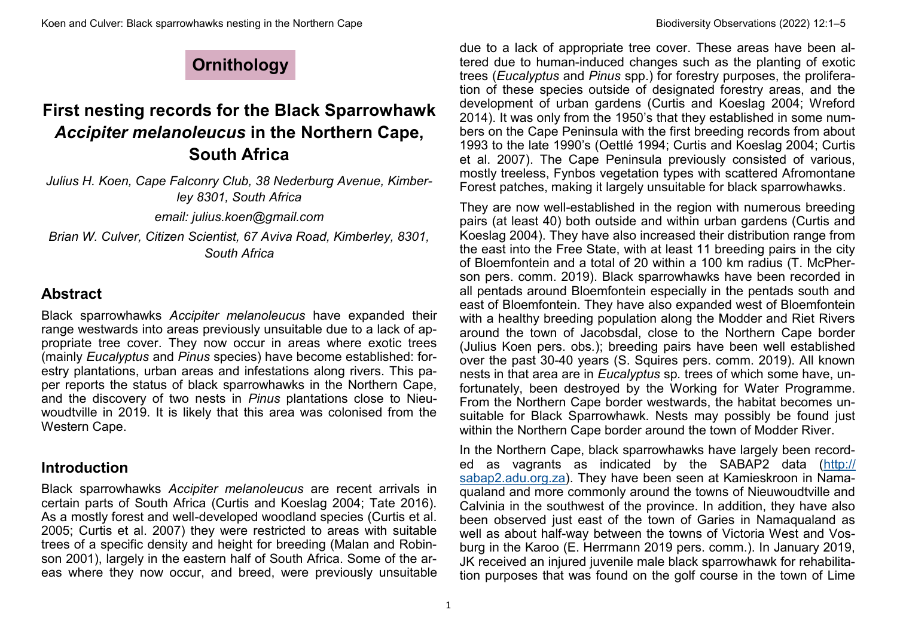Ornithology

# First nesting records for the Black Sparrowhawk *Accipiter melanoleucus* in the Northern Cape, South Africa

*Julius H. Koen, Cape Falconry Club, 38 Nederburg Avenue, Kimberley 8301, South Africa*

*email: julius.koen@gmail.com*

*Brian W. Culver, Citizen Scientist, 67 Aviva Road, Kimberley, 8301, South Africa*

## Abstract

Black sparrowhawks *Accipiter melanoleucus* have expanded their range westwards into areas previously unsuitable due to a lack of appropriate tree cover. They now occur in areas where exotic trees (mainly *Eucalyptus* and *Pinus* species) have become established: forestry plantations, urban areas and infestations along rivers. This paper reports the status of black sparrowhawks in the Northern Cape, and the discovery of two nests in *Pinus* plantations close to Nieuwoudtville in 2019. It is likely that this area was colonised from the Western Cape.

## Introduction

Black sparrowhawks *Accipiter melanoleucus* are recent arrivals in certain parts of South Africa (Curtis and Koeslag 2004; Tate 2016). As a mostly forest and well-developed woodland species (Curtis et al. 2005; Curtis et al. 2007) they were restricted to areas with suitable trees of a specific density and height for breeding (Malan and Robinson 2001), largely in the eastern half of South Africa. Some of the areas where they now occur, and breed, were previously unsuitable due to a lack of appropriate tree cover. These areas have been altered due to human-induced changes such as the planting of exotic trees (*Eucalyptus* and *Pinus* spp.) for forestry purposes, the proliferation of these species outside of designated forestry areas, and the development of urban gardens (Curtis and Koeslag 2004; Wreford 2014). It was only from the 1950's that they established in some numbers on the Cape Peninsula with the first breeding records from about 1993 to the late 1990's (Oettlé 1994; Curtis and Koeslag 2004; Curtis et al. 2007). The Cape Peninsula previously consisted of various, mostly treeless, Fynbos vegetation types with scattered Afromontane Forest patches, making it largely unsuitable for black sparrowhawks.

They are now well-established in the region with numerous breeding pairs (at least 40) both outside and within urban gardens (Curtis and Koeslag 2004). They have also increased their distribution range from the east into the Free State, with at least 11 breeding pairs in the city of Bloemfontein and a total of 20 within a 100 km radius (T. McPherson pers. comm. 2019). Black sparrowhawks have been recorded in all pentads around Bloemfontein especially in the pentads south and east of Bloemfontein. They have also expanded west of Bloemfontein with a healthy breeding population along the Modder and Riet Rivers around the town of Jacobsdal, close to the Northern Cape border (Julius Koen pers. obs.); breeding pairs have been well established over the past 30-40 years (S. Squires pers. comm. 2019). All known nests in that area are in *Eucalyptus* sp. trees of which some have, unfortunately, been destroyed by the Working for Water Programme. From the Northern Cape border westwards, the habitat becomes unsuitable for Black Sparrowhawk. Nests may possibly be found just within the Northern Cape border around the town of Modder River.

In the Northern Cape, black sparrowhawks have largely been recorded as vagrants as indicated by the SABAP2 data (http://sabap2.adu.org.za). They have been seen at Kamieskroon in Namaqualand and more commonly around the towns of Nieuwoudtville and Calvinia in the southwest of the province. In addition, they have also been observed just east of the town of Garies in Namaqualand as well as about half-way between the towns of Victoria West and Vosburg in the Karoo (E. Herrmann 2019 pers. comm.). In January 2019, JK received an injured juvenile male black sparrowhawk for rehabilitation purposes that was found on the golf course in the town of Lime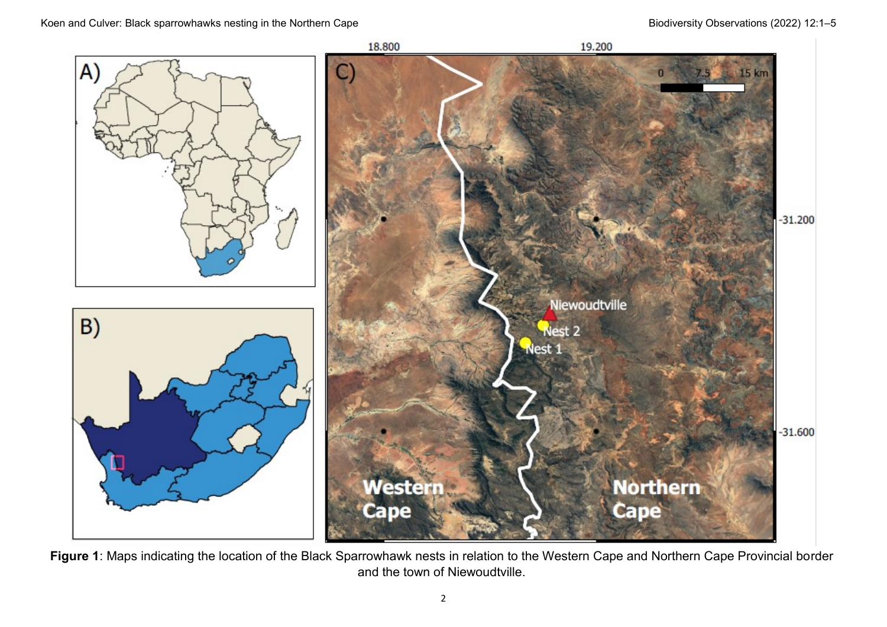**Figure 1**: Maps indicating the location of the Black Sparrowhawk nests in relation to the Western Cape and Northern Cape Provincial border and the town of Niewoudtville.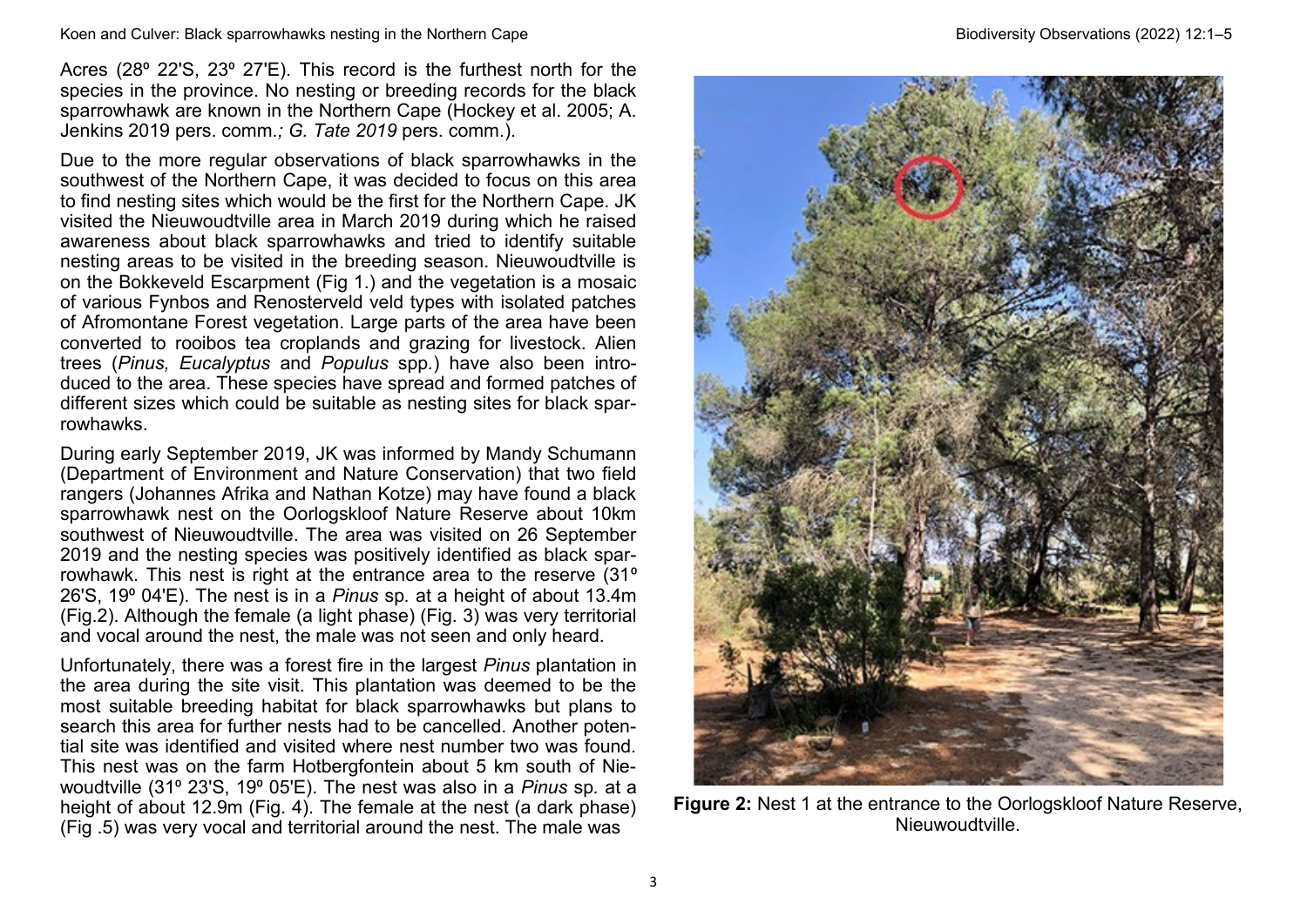Acres (28º 22'S, 23º 27'E). This record is the furthest north for the species in the province. No nesting or breeding records for the black sparrowhawk are known in the Northern Cape (Hockey et al. 2005; A. Jenkins 2019 pers. comm.*; G. Tate 2019* pers. comm.).

Due to the more regular observations of black sparrowhawks in the southwest of the Northern Cape, it was decided to focus on this area to find nesting sites which would be the first for the Northern Cape. JK visited the Nieuwoudtville area in March 2019 during which he raised awareness about black sparrowhawks and tried to identify suitable nesting areas to be visited in the breeding season. Nieuwoudtville is on the Bokkeveld Escarpment (Fig 1.) and the vegetation is a mosaic of various Fynbos and Renosterveld veld types with isolated patches of Afromontane Forest vegetation. Large parts of the area have been converted to rooibos tea croplands and grazing for livestock. Alien trees (*Pinus, Eucalyptus* and *Populus* spp.) have also been introduced to the area. These species have spread and formed patches of different sizes which could be suitable as nesting sites for black sparrowhawks.

During early September 2019, JK was informed by Mandy Schumann (Department of Environment and Nature Conservation) that two field rangers (Johannes Afrika and Nathan Kotze) may have found a black sparrowhawk nest on the Oorlogskloof Nature Reserve about 10km southwest of Nieuwoudtville. The area was visited on 26 September 2019 and the nesting species was positively identified as black sparrowhawk. This nest is right at the entrance area to the reserve (31º 26'S, 19º 04'E). The nest is in a *Pinus* sp. at a height of about 13.4m (Fig.2). Although the female (a light phase) (Fig. 3) was very territorial and vocal around the nest, the male was not seen and only heard.

Unfortunately, there was a forest fire in the largest *Pinus* plantation in the area during the site visit. This plantation was deemed to be the most suitable breeding habitat for black sparrowhawks but plans to search this area for further nests had to be cancelled. Another potential site was identified and visited where nest number two was found. This nest was on the farm Hotbergfontein about 5 km south of Nieuwoudtville (31º 23'S, 19º 05'E). The nest was also in a *Pinus* sp. at a height of about 12.9m (Fig. 4). The female at the nest (a dark phase) (Fig .5) was very vocal and territorial around the nest. The male was

**Figure 2:** Nest 1 at the entrance to the Oorlogskloof Nature Reserve, Nieuwoudtville.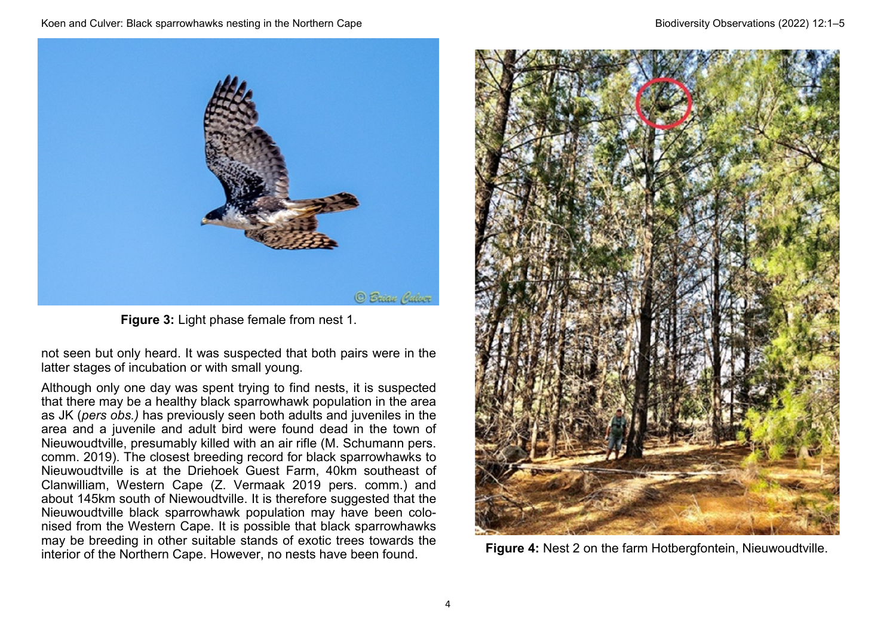**Figure 3:** Light phase female from nest 1.

not seen but only heard. It was suspected that both pairs were in the latter stages of incubation or with small young.

Although only one day was spent trying to find nests, it is suspected that there may be a healthy black sparrowhawk population in the area as JK (*pers obs.)* has previously seen both adults and juveniles in the area and a juvenile and adult bird were found dead in the town of Nieuwoudtville, presumably killed with an air rifle (M. Schumann pers. comm. 2019). The closest breeding record for black sparrowhawks to Nieuwoudtville is at the Driehoek Guest Farm, 40km southeast of Clanwilliam, Western Cape (Z. Vermaak 2019 pers. comm.) and about 145km south of Niewoudtville. It is therefore suggested that the Nieuwoudtville black sparrowhawk population may have been colonised from the Western Cape. It is possible that black sparrowhawks may be breeding in other suitable stands of exotic trees towards the interior of the Northern Cape. However, no nests have been found.

**Figure 4:** Nest 2 on the farm Hotbergfontein, Nieuwoudtville.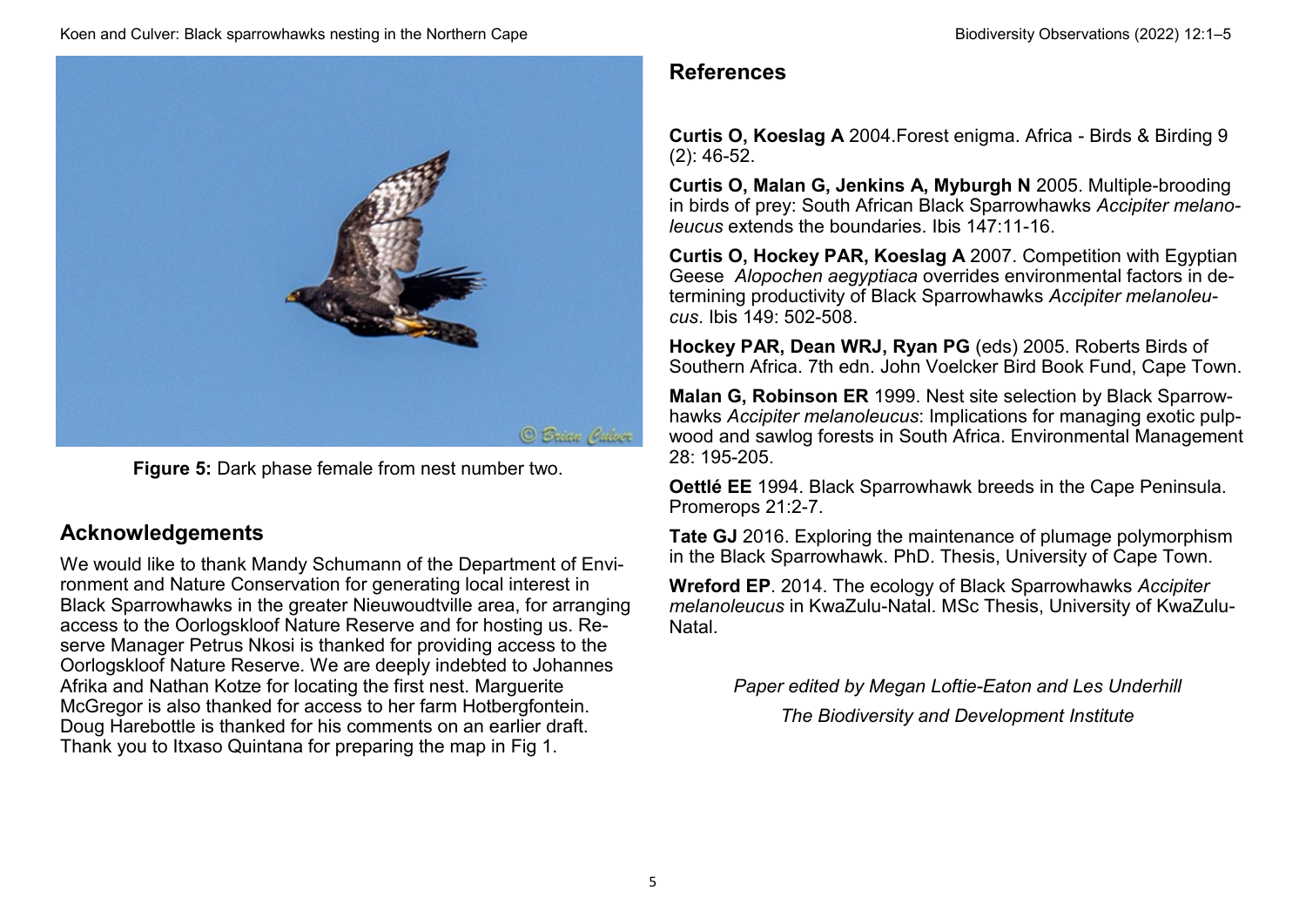**Figure 5:** Dark phase female from nest number two.

## Acknowledgements

We would like to thank Mandy Schumann of the Department of Environment and Nature Conservation for generating local interest in Black Sparrowhawks in the greater Nieuwoudtville area, for arranging access to the Oorlogskloof Nature Reserve and for hosting us. Reserve Manager Petrus Nkosi is thanked for providing access to the Oorlogskloof Nature Reserve. We are deeply indebted to Johannes Afrika and Nathan Kotze for locating the first nest. Marguerite McGregor is also thanked for access to her farm Hotbergfontein. Doug Harebottle is thanked for his comments on an earlier draft. Thank you to Itxaso Quintana for preparing the map in Fig 1.

## References

**Curtis O, Koeslag A** 2004.Forest enigma. Africa - Birds & Birding 9 (2): 46-52.

**Curtis O, Malan G, Jenkins A, Myburgh N** 2005. Multiple-brooding in birds of prey: South African Black Sparrowhawks *Accipiter melanoleucus* extends the boundaries. Ibis 147:11-16.

**Curtis O, Hockey PAR, Koeslag A** 2007. Competition with Egyptian Geese *Alopochen aegyptiaca* overrides environmental factors in determining productivity of Black Sparrowhawks *Accipiter melanoleucus*. Ibis 149: 502-508.

**Hockey PAR, Dean WRJ, Ryan PG** (eds) 2005. Roberts Birds of Southern Africa. 7th edn. John Voelcker Bird Book Fund, Cape Town.

**Malan G, Robinson ER** 1999. Nest site selection by Black Sparrowhawks *Accipiter melanoleucus*: Implications for managing exotic pulpwood and sawlog forests in South Africa. Environmental Management 28: 195-205.

**Oettlé EE** 1994. Black Sparrowhawk breeds in the Cape Peninsula. Promerops 21:2-7.

**Tate GJ** 2016. Exploring the maintenance of plumage polymorphism in the Black Sparrowhawk. PhD. Thesis, University of Cape Town.

**Wreford EP**. 2014. The ecology of Black Sparrowhawks *Accipiter melanoleucus* in KwaZulu-Natal. MSc Thesis, University of KwaZulu-Natal.

*Paper edited by Megan Loftie-Eaton and Les Underhill*

*The Biodiversity and Development Institute*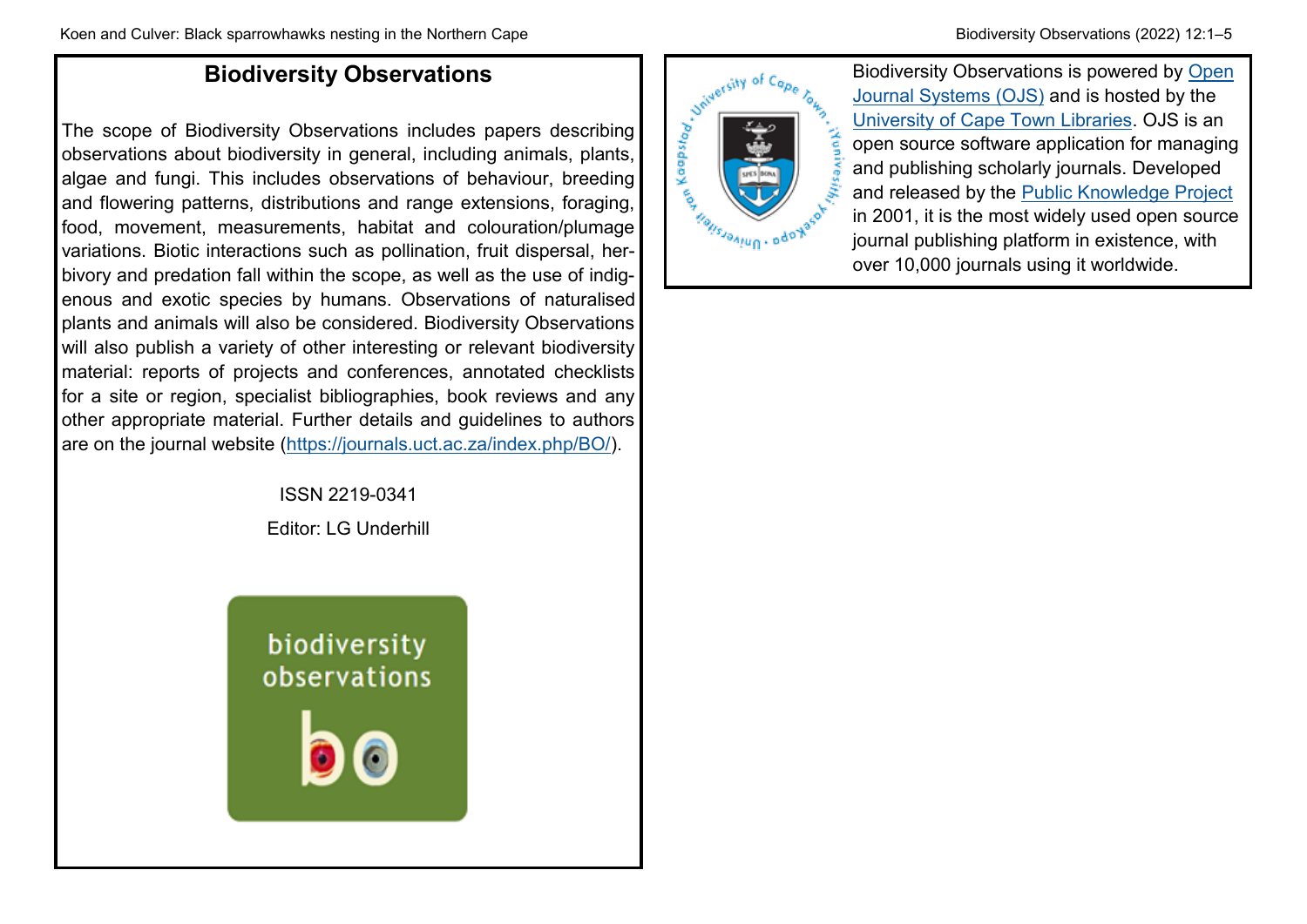## Biodiversity Observations

The scope of Biodiversity Observations includes papers describing observations about biodiversity in general, including animals, plants, algae and fungi. This includes observations of behaviour, breeding and flowering patterns, distributions and range extensions, foraging, food, movement, measurements, habitat and colouration/plumage variations. Biotic interactions such as pollination, fruit dispersal, herbivory and predation fall within the scope, as well as the use of indigenous and exotic species by humans. Observations of naturalised plants and animals will also be considered. Biodiversity Observations will also publish a variety of other interesting or relevant biodiversity material: reports of projects and conferences, annotated checklists for a site or region, specialist bibliographies, book reviews and any other appropriate material. Further details and guidelines to authors are on the journal website (https://journals.uct.ac.za/index.php/BO/).

ISSN 2219-0341

Editor: LG Underhill

Biodiversity Observations is powered by Open Journal Systems (OJS) and is hosted by the University of Cape Town Libraries. OJS is an open source software application for managing and publishing scholarly journals. Developed and released by the Public Knowledge Project in 2001, it is the most widely used open source journal publishing platform in existence, with over 10,000 journals using it worldwide.